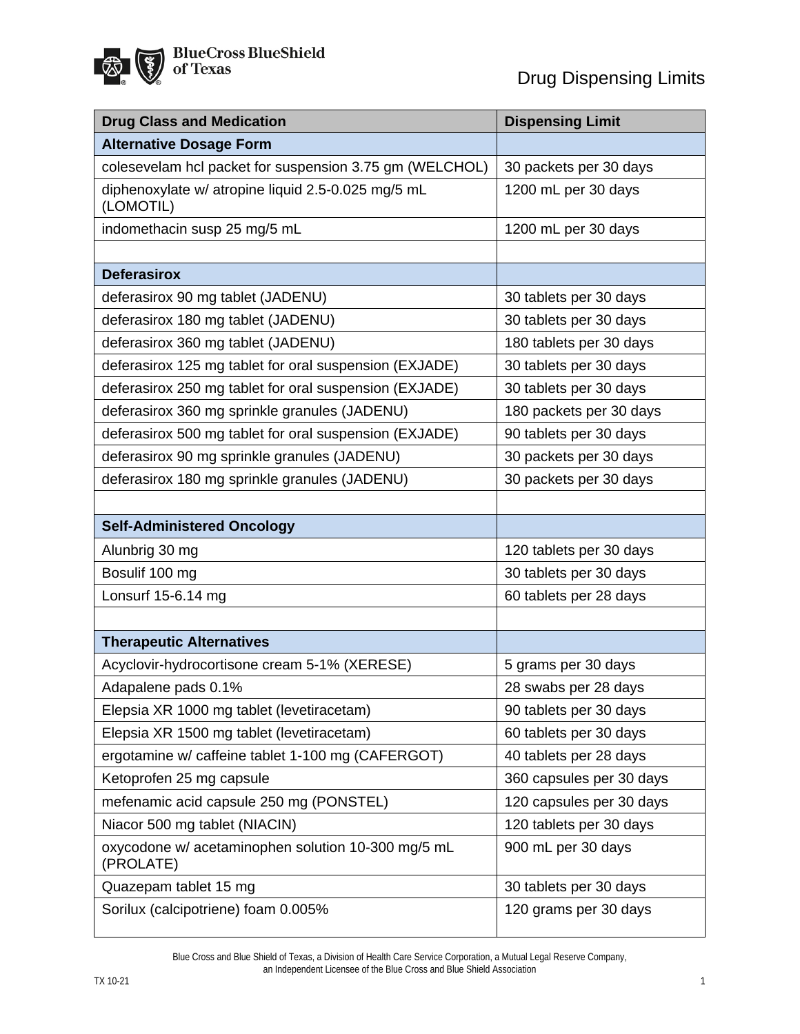BlueCross BlueShield of Texas

# Drug Dispensing Limits

| Drug Class and Medication | Dispensing Limit |
|---|---|
| **Alternative Dosage Form** | |
| colesevelam hcl packet for suspension 3.75 gm (WELCHOL) | 30 packets per 30 days |
| diphenoxylate w/ atropine liquid 2.5-0.025 mg/5 mL (LOMOTIL) | 1200 mL per 30 days |
| indomethacin susp 25 mg/5 mL | 1200 mL per 30 days |
| | |
| **Deferasirox** | |
| deferasirox 90 mg tablet (JADENU) | 30 tablets per 30 days |
| deferasirox 180 mg tablet (JADENU) | 30 tablets per 30 days |
| deferasirox 360 mg tablet (JADENU) | 180 tablets per 30 days |
| deferasirox 125 mg tablet for oral suspension (EXJADE) | 30 tablets per 30 days |
| deferasirox 250 mg tablet for oral suspension (EXJADE) | 30 tablets per 30 days |
| deferasirox 360 mg sprinkle granules (JADENU) | 180 packets per 30 days |
| deferasirox 500 mg tablet for oral suspension (EXJADE) | 90 tablets per 30 days |
| deferasirox 90 mg sprinkle granules (JADENU) | 30 packets per 30 days |
| deferasirox 180 mg sprinkle granules (JADENU) | 30 packets per 30 days |
| | |
| **Self-Administered Oncology** | |
| Alunbrig 30 mg | 120 tablets per 30 days |
| Bosulif 100 mg | 30 tablets per 30 days |
| Lonsurf 15-6.14 mg | 60 tablets per 28 days |
| | |
| **Therapeutic Alternatives** | |
| Acyclovir-hydrocortisone cream 5-1% (XERESE) | 5 grams per 30 days |
| Adapalene pads 0.1% | 28 swabs per 28 days |
| Elepsia XR 1000 mg tablet (levetiracetam) | 90 tablets per 30 days |
| Elepsia XR 1500 mg tablet (levetiracetam) | 60 tablets per 30 days |
| ergotamine w/ caffeine tablet 1-100 mg (CAFERGOT) | 40 tablets per 28 days |
| Ketoprofen 25 mg capsule | 360 capsules per 30 days |
| mefenamic acid capsule 250 mg (PONSTEL) | 120 capsules per 30 days |
| Niacor 500 mg tablet (NIACIN) | 120 tablets per 30 days |
| oxycodone w/ acetaminophen solution 10-300 mg/5 mL (PROLATE) | 900 mL per 30 days |
| Quazepam tablet 15 mg | 30 tablets per 30 days |
| Sorilux (calcipotriene) foam 0.005% | 120 grams per 30 days |

Blue Cross and Blue Shield of Texas, a Division of Health Care Service Corporation, a Mutual Legal Reserve Company, an Independent Licensee of the Blue Cross and Blue Shield Association

TX 10-21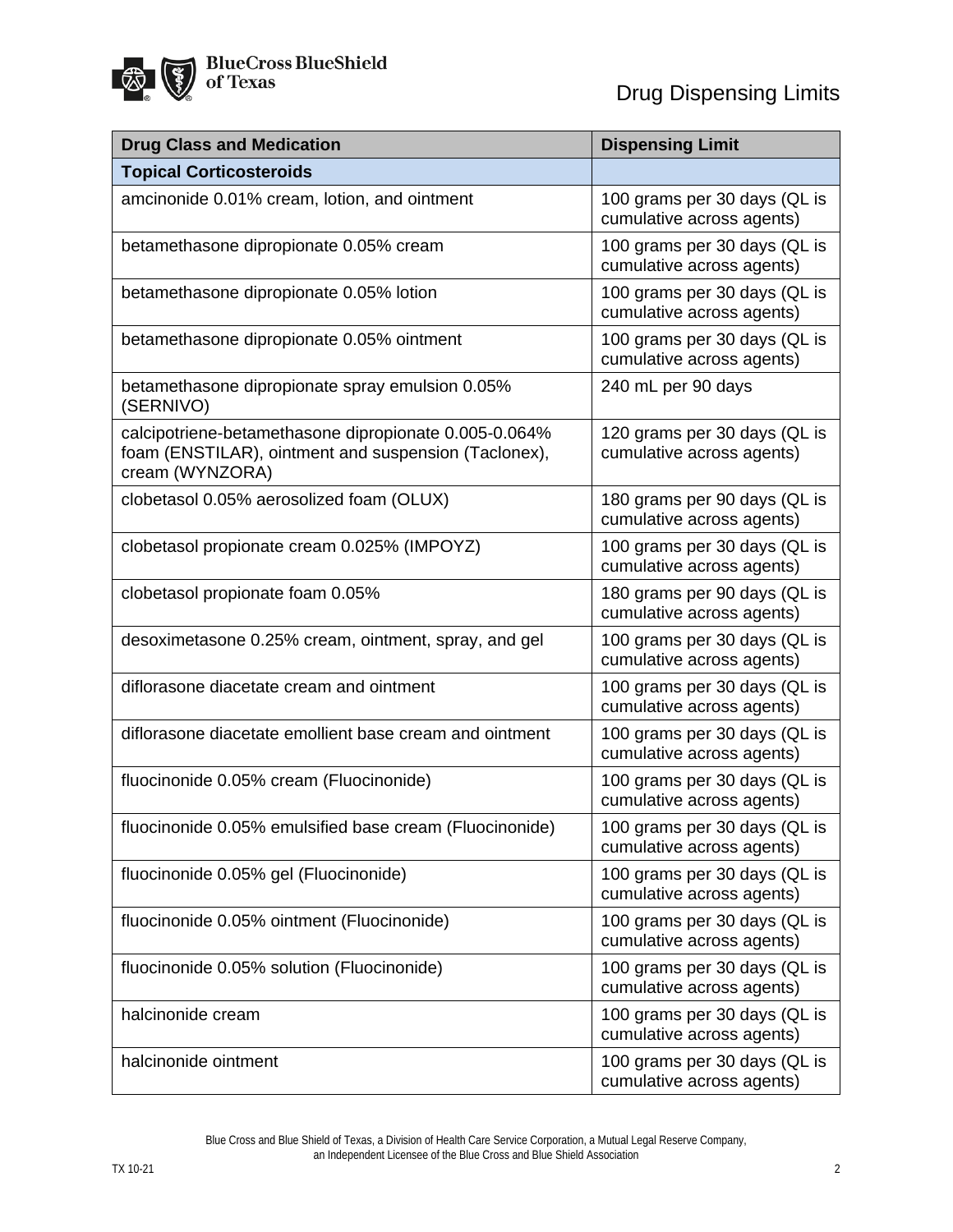| Drug Class and Medication | Dispensing Limit |
|---|---|
| **Topical Corticosteroids** | |
| amcinonide 0.01% cream, lotion, and ointment | 100 grams per 30 days (QL is cumulative across agents) |
| betamethasone dipropionate 0.05% cream | 100 grams per 30 days (QL is cumulative across agents) |
| betamethasone dipropionate 0.05% lotion | 100 grams per 30 days (QL is cumulative across agents) |
| betamethasone dipropionate 0.05% ointment | 100 grams per 30 days (QL is cumulative across agents) |
| betamethasone dipropionate spray emulsion 0.05% (SERNIVO) | 240 mL per 90 days |
| calcipotriene-betamethasone dipropionate 0.005-0.064% foam (ENSTILAR), ointment and suspension (Taclonex), cream (WYNZORA) | 120 grams per 30 days (QL is cumulative across agents) |
| clobetasol 0.05% aerosolized foam (OLUX) | 180 grams per 90 days (QL is cumulative across agents) |
| clobetasol propionate cream 0.025% (IMPOYZ) | 100 grams per 30 days (QL is cumulative across agents) |
| clobetasol propionate foam 0.05% | 180 grams per 90 days (QL is cumulative across agents) |
| desoximetasone 0.25% cream, ointment, spray, and gel | 100 grams per 30 days (QL is cumulative across agents) |
| diflorasone diacetate cream and ointment | 100 grams per 30 days (QL is cumulative across agents) |
| diflorasone diacetate emollient base cream and ointment | 100 grams per 30 days (QL is cumulative across agents) |
| fluocinonide 0.05% cream (Fluocinonide) | 100 grams per 30 days (QL is cumulative across agents) |
| fluocinonide 0.05% emulsified base cream (Fluocinonide) | 100 grams per 30 days (QL is cumulative across agents) |
| fluocinonide 0.05% gel (Fluocinonide) | 100 grams per 30 days (QL is cumulative across agents) |
| fluocinonide 0.05% ointment (Fluocinonide) | 100 grams per 30 days (QL is cumulative across agents) |
| fluocinonide 0.05% solution (Fluocinonide) | 100 grams per 30 days (QL is cumulative across agents) |
| halcinonide cream | 100 grams per 30 days (QL is cumulative across agents) |
| halcinonide ointment | 100 grams per 30 days (QL is cumulative across agents) |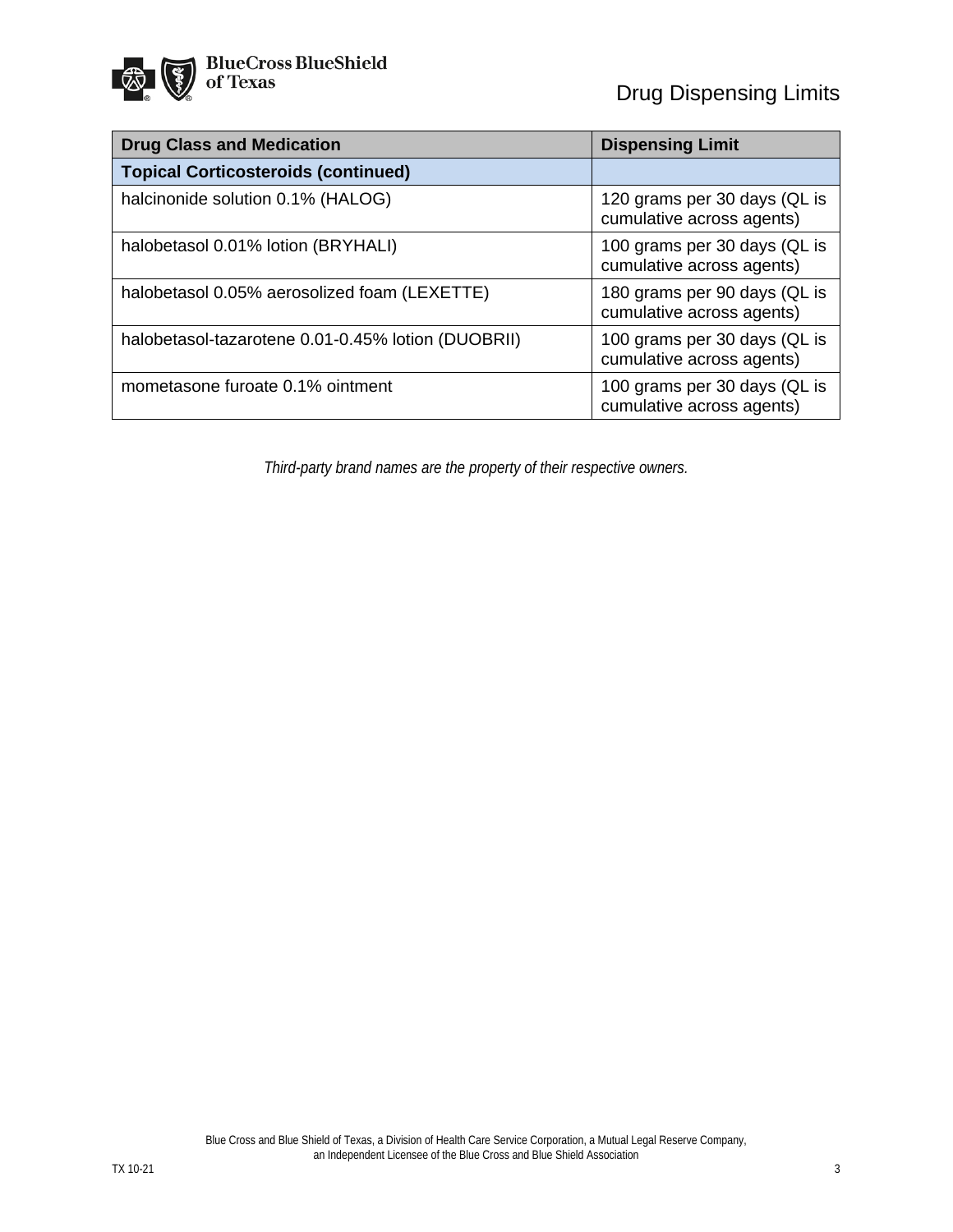| Drug Class and Medication | Dispensing Limit |
|---|---|
| **Topical Corticosteroids (continued)** | |
| halcinonide solution 0.1% (HALOG) | 120 grams per 30 days (QL is cumulative across agents) |
| halobetasol 0.01% lotion (BRYHALI) | 100 grams per 30 days (QL is cumulative across agents) |
| halobetasol 0.05% aerosolized foam (LEXETTE) | 180 grams per 90 days (QL is cumulative across agents) |
| halobetasol-tazarotene 0.01-0.45% lotion (DUOBRII) | 100 grams per 30 days (QL is cumulative across agents) |
| mometasone furoate 0.1% ointment | 100 grams per 30 days (QL is cumulative across agents) |

*Third-party brand names are the property of their respective owners.*